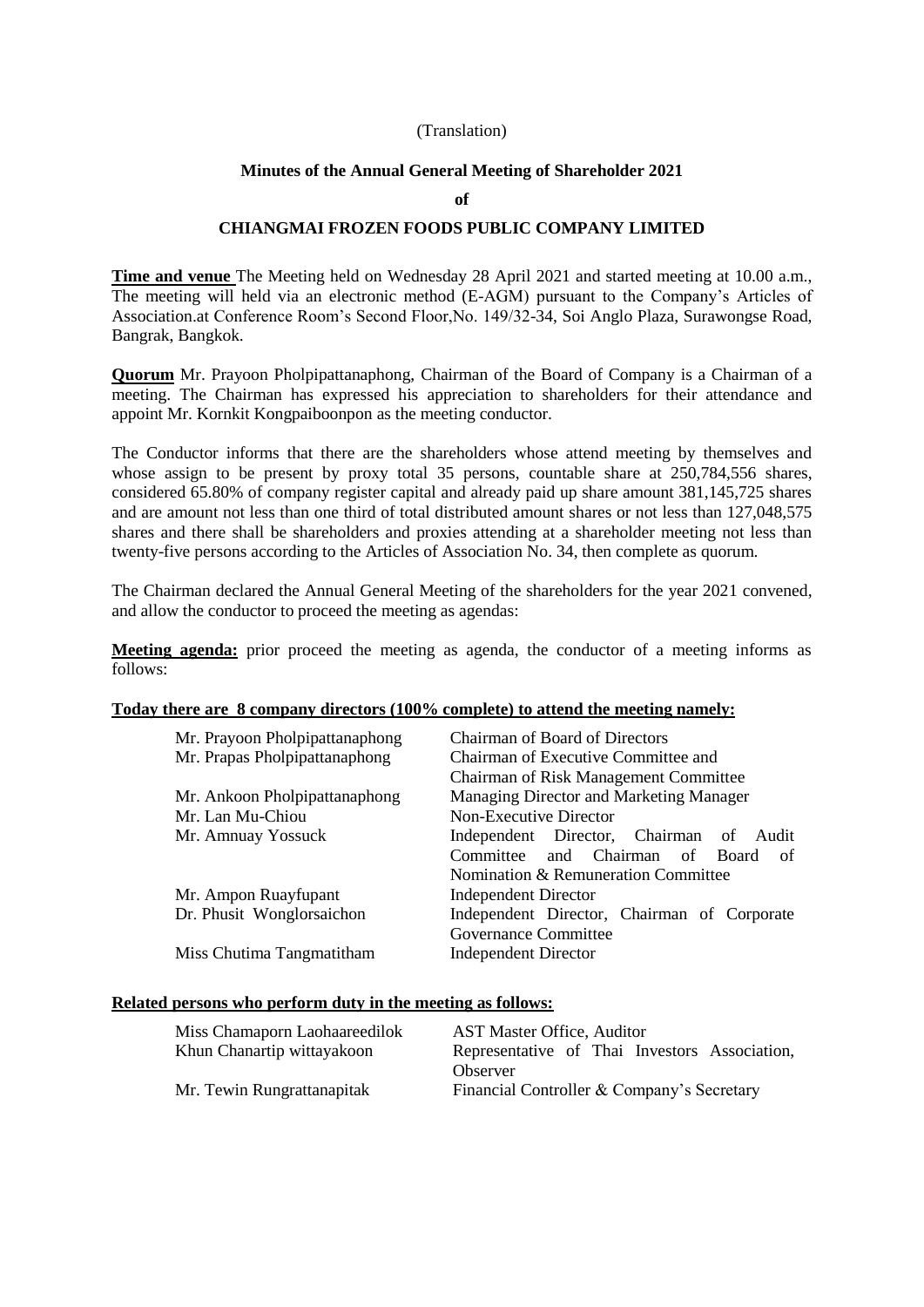(Translation)

**Minutes of the Annual General Meeting of Shareholder 2021**

**of**

**CHIANGMAI FROZEN FOODS PUBLIC COMPANY LIMITED**

**Time and venue** The Meeting held on Wednesday 28 April 2021 and started meeting at 10.00 a.m., The meeting will held via an electronic method (E-AGM) pursuant to the Company's Articles of Association.at Conference Room's Second Floor,No. 149/32-34, Soi Anglo Plaza, Surawongse Road, Bangrak, Bangkok.

**Quorum** Mr. Prayoon Pholpipattanaphong, Chairman of the Board of Company is a Chairman of a meeting. The Chairman has expressed his appreciation to shareholders for their attendance and appoint Mr. Kornkit Kongpaiboonpon as the meeting conductor.

The Conductor informs that there are the shareholders whose attend meeting by themselves and whose assign to be present by proxy total 35 persons, countable share at 250,784,556 shares, considered 65.80% of company register capital and already paid up share amount 381,145,725 shares and are amount not less than one third of total distributed amount shares or not less than 127,048,575 shares and there shall be shareholders and proxies attending at a shareholder meeting not less than twenty-five persons according to the Articles of Association No. 34, then complete as quorum.

The Chairman declared the Annual General Meeting of the shareholders for the year 2021 convened, and allow the conductor to proceed the meeting as agendas:

**Meeting agenda:** prior proceed the meeting as agenda, the conductor of a meeting informs as follows:

**Today there are 8 company directors (100% complete) to attend the meeting namely:**

| | |
|---|---|
| Mr. Prayoon Pholpipattanaphong | Chairman of Board of Directors |
| Mr. Prapas Pholpipattanaphong | Chairman of Executive Committee and Chairman of Risk Management Committee |
| Mr. Ankoon Pholpipattanaphong | Managing Director and Marketing Manager |
| Mr. Lan Mu-Chiou | Non-Executive Director |
| Mr. Amnuay Yossuck | Independent Director, Chairman of Audit Committee and Chairman of Board of Nomination & Remuneration Committee |
| Mr. Ampon Ruayfupant | Independent Director |
| Dr. Phusit Wonglorsaichon | Independent Director, Chairman of Corporate Governance Committee |
| Miss Chutima Tangmatitham | Independent Director |

**Related persons who perform duty in the meeting as follows:**

| | |
|---|---|
| Miss Chamaporn Laohaareedilok | AST Master Office, Auditor |
| Khun Chanartip wittayakoon | Representative of Thai Investors Association, Observer |
| Mr. Tewin Rungrattanapitak | Financial Controller & Company's Secretary |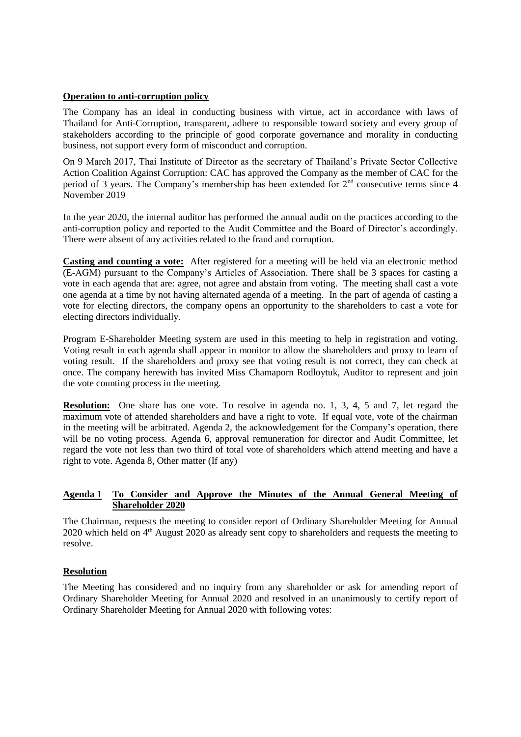**Operation to anti-corruption policy**

The Company has an ideal in conducting business with virtue, act in accordance with laws of Thailand for Anti-Corruption, transparent, adhere to responsible toward society and every group of stakeholders according to the principle of good corporate governance and morality in conducting business, not support every form of misconduct and corruption.

On 9 March 2017, Thai Institute of Director as the secretary of Thailand's Private Sector Collective Action Coalition Against Corruption: CAC has approved the Company as the member of CAC for the period of 3 years. The Company's membership has been extended for 2nd consecutive terms since 4 November 2019

In the year 2020, the internal auditor has performed the annual audit on the practices according to the anti-corruption policy and reported to the Audit Committee and the Board of Director's accordingly. There were absent of any activities related to the fraud and corruption.

**Casting and counting a vote:** After registered for a meeting will be held via an electronic method (E-AGM) pursuant to the Company's Articles of Association. There shall be 3 spaces for casting a vote in each agenda that are: agree, not agree and abstain from voting. The meeting shall cast a vote one agenda at a time by not having alternated agenda of a meeting. In the part of agenda of casting a vote for electing directors, the company opens an opportunity to the shareholders to cast a vote for electing directors individually.

Program E-Shareholder Meeting system are used in this meeting to help in registration and voting. Voting result in each agenda shall appear in monitor to allow the shareholders and proxy to learn of voting result. If the shareholders and proxy see that voting result is not correct, they can check at once. The company herewith has invited Miss Chamaporn Rodloytuk, Auditor to represent and join the vote counting process in the meeting.

**Resolution:** One share has one vote. To resolve in agenda no. 1, 3, 4, 5 and 7, let regard the maximum vote of attended shareholders and have a right to vote. If equal vote, vote of the chairman in the meeting will be arbitrated. Agenda 2, the acknowledgement for the Company's operation, there will be no voting process. Agenda 6, approval remuneration for director and Audit Committee, let regard the vote not less than two third of total vote of shareholders which attend meeting and have a right to vote. Agenda 8, Other matter (If any)

**Agenda 1 To Consider and Approve the Minutes of the Annual General Meeting of Shareholder 2020**

The Chairman, requests the meeting to consider report of Ordinary Shareholder Meeting for Annual 2020 which held on 4th August 2020 as already sent copy to shareholders and requests the meeting to resolve.

**Resolution**

The Meeting has considered and no inquiry from any shareholder or ask for amending report of Ordinary Shareholder Meeting for Annual 2020 and resolved in an unanimously to certify report of Ordinary Shareholder Meeting for Annual 2020 with following votes: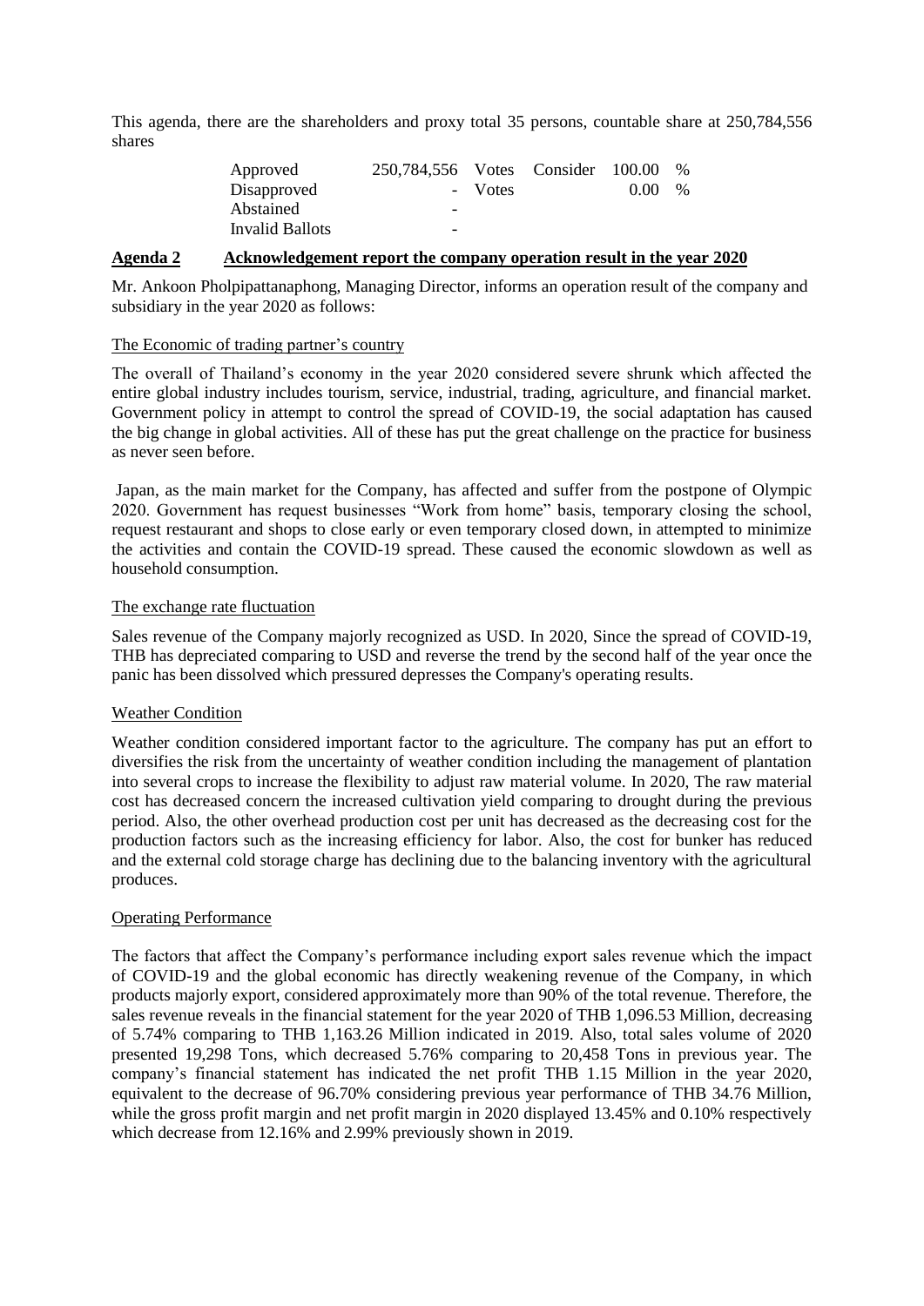This agenda, there are the shareholders and proxy total 35 persons, countable share at 250,784,556 shares

| | | | | | |
|---|---|---|---|---|---|
| Approved | 250,784,556 | Votes | Consider | 100.00 | % |
| Disapproved | - | Votes | | 0.00 | % |
| Abstained | - | | | | |
| Invalid Ballots | - | | | | |

## **Agenda 2 Acknowledgement report the company operation result in the year 2020**

Mr. Ankoon Pholpipattanaphong, Managing Director, informs an operation result of the company and subsidiary in the year 2020 as follows:

The Economic of trading partner's country

The overall of Thailand's economy in the year 2020 considered severe shrunk which affected the entire global industry includes tourism, service, industrial, trading, agriculture, and financial market. Government policy in attempt to control the spread of COVID-19, the social adaptation has caused the big change in global activities. All of these has put the great challenge on the practice for business as never seen before.

Japan, as the main market for the Company, has affected and suffer from the postpone of Olympic 2020. Government has request businesses "Work from home" basis, temporary closing the school, request restaurant and shops to close early or even temporary closed down, in attempted to minimize the activities and contain the COVID-19 spread. These caused the economic slowdown as well as household consumption.

The exchange rate fluctuation

Sales revenue of the Company majorly recognized as USD. In 2020, Since the spread of COVID-19, THB has depreciated comparing to USD and reverse the trend by the second half of the year once the panic has been dissolved which pressured depresses the Company's operating results.

Weather Condition

Weather condition considered important factor to the agriculture. The company has put an effort to diversifies the risk from the uncertainty of weather condition including the management of plantation into several crops to increase the flexibility to adjust raw material volume. In 2020, The raw material cost has decreased concern the increased cultivation yield comparing to drought during the previous period. Also, the other overhead production cost per unit has decreased as the decreasing cost for the production factors such as the increasing efficiency for labor. Also, the cost for bunker has reduced and the external cold storage charge has declining due to the balancing inventory with the agricultural produces.

Operating Performance

The factors that affect the Company's performance including export sales revenue which the impact of COVID-19 and the global economic has directly weakening revenue of the Company, in which products majorly export, considered approximately more than 90% of the total revenue. Therefore, the sales revenue reveals in the financial statement for the year 2020 of THB 1,096.53 Million, decreasing of 5.74% comparing to THB 1,163.26 Million indicated in 2019. Also, total sales volume of 2020 presented 19,298 Tons, which decreased 5.76% comparing to 20,458 Tons in previous year. The company's financial statement has indicated the net profit THB 1.15 Million in the year 2020, equivalent to the decrease of 96.70% considering previous year performance of THB 34.76 Million, while the gross profit margin and net profit margin in 2020 displayed 13.45% and 0.10% respectively which decrease from 12.16% and 2.99% previously shown in 2019.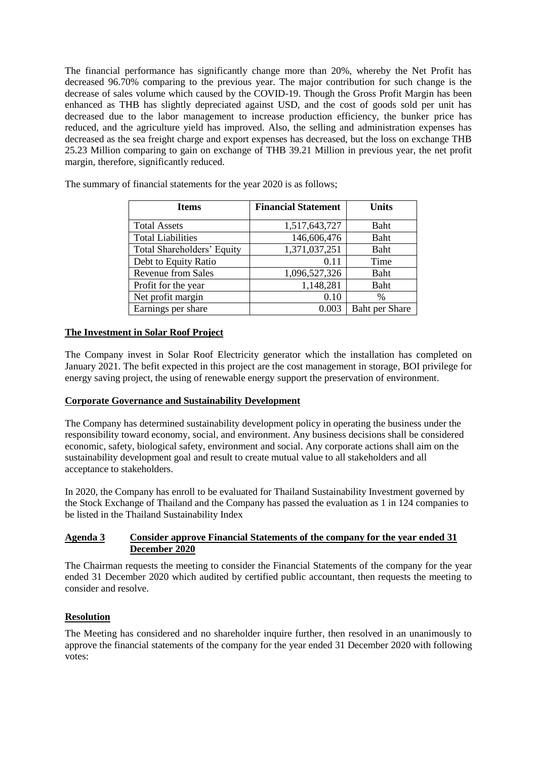The financial performance has significantly change more than 20%, whereby the Net Profit has decreased 96.70% comparing to the previous year. The major contribution for such change is the decrease of sales volume which caused by the COVID-19. Though the Gross Profit Margin has been enhanced as THB has slightly depreciated against USD, and the cost of goods sold per unit has decreased due to the labor management to increase production efficiency, the bunker price has reduced, and the agriculture yield has improved. Also, the selling and administration expenses has decreased as the sea freight charge and export expenses has decreased, but the loss on exchange THB 25.23 Million comparing to gain on exchange of THB 39.21 Million in previous year, the net profit margin, therefore, significantly reduced.

The summary of financial statements for the year 2020 is as follows;

| Items | Financial Statement | Units |
|---|---|---|
| Total Assets | 1,517,643,727 | Baht |
| Total Liabilities | 146,606,476 | Baht |
| Total Shareholders' Equity | 1,371,037,251 | Baht |
| Debt to Equity Ratio | 0.11 | Time |
| Revenue from Sales | 1,096,527,326 | Baht |
| Profit for the year | 1,148,281 | Baht |
| Net profit margin | 0.10 | % |
| Earnings per share | 0.003 | Baht per Share |

**The Investment in Solar Roof Project**

The Company invest in Solar Roof Electricity generator which the installation has completed on January 2021. The befit expected in this project are the cost management in storage, BOI privilege for energy saving project, the using of renewable energy support the preservation of environment.

**Corporate Governance and Sustainability Development**

The Company has determined sustainability development policy in operating the business under the responsibility toward economy, social, and environment. Any business decisions shall be considered economic, safety, biological safety, environment and social. Any corporate actions shall aim on the sustainability development goal and result to create mutual value to all stakeholders and all acceptance to stakeholders.

In 2020, the Company has enroll to be evaluated for Thailand Sustainability Investment governed by the Stock Exchange of Thailand and the Company has passed the evaluation as 1 in 124 companies to be listed in the Thailand Sustainability Index

**Agenda 3 Consider approve Financial Statements of the company for the year ended 31 December 2020**

The Chairman requests the meeting to consider the Financial Statements of the company for the year ended 31 December 2020 which audited by certified public accountant, then requests the meeting to consider and resolve.

**Resolution**

The Meeting has considered and no shareholder inquire further, then resolved in an unanimously to approve the financial statements of the company for the year ended 31 December 2020 with following votes: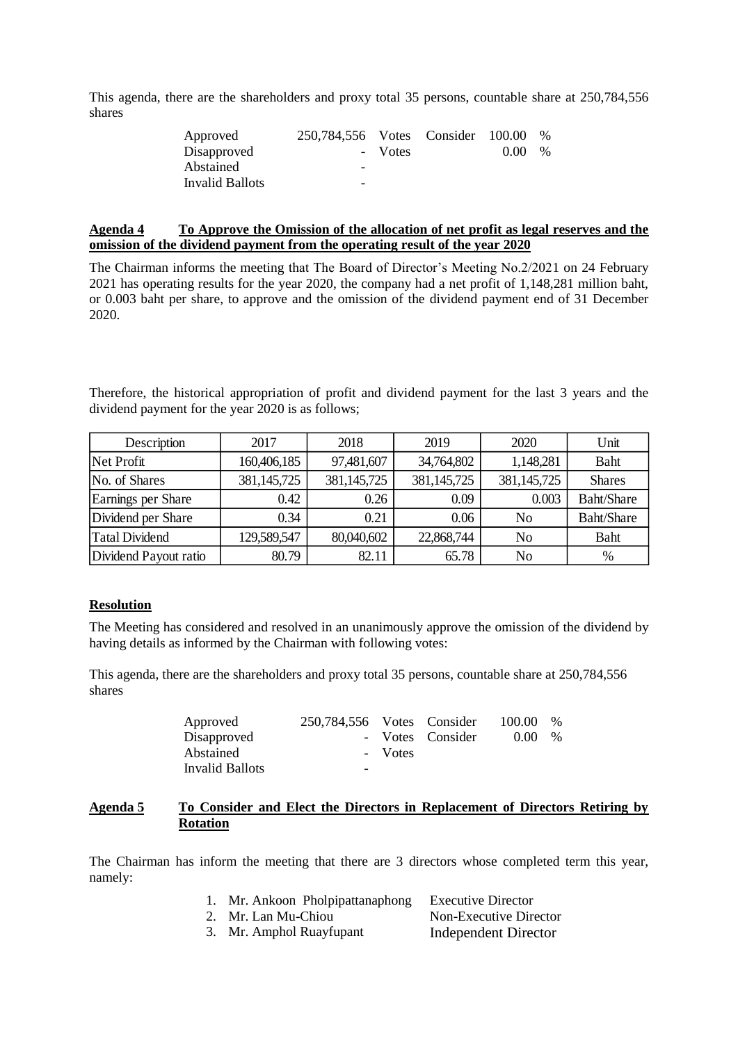This agenda, there are the shareholders and proxy total 35 persons, countable share at 250,784,556 shares

| | | | | | |
|---|---|---|---|---|---|
| Approved | 250,784,556 | Votes | Consider | 100.00 | % |
| Disapproved | - | Votes | | 0.00 | % |
| Abstained | - | | | | |
| Invalid Ballots | - | | | | |

**Agenda 4 To Approve the Omission of the allocation of net profit as legal reserves and the omission of the dividend payment from the operating result of the year 2020**

The Chairman informs the meeting that The Board of Director's Meeting No.2/2021 on 24 February 2021 has operating results for the year 2020, the company had a net profit of 1,148,281 million baht, or 0.003 baht per share, to approve and the omission of the dividend payment end of 31 December 2020.

Therefore, the historical appropriation of profit and dividend payment for the last 3 years and the dividend payment for the year 2020 is as follows;

| Description | 2017 | 2018 | 2019 | 2020 | Unit |
|---|---|---|---|---|---|
| Net Profit | 160,406,185 | 97,481,607 | 34,764,802 | 1,148,281 | Baht |
| No. of Shares | 381,145,725 | 381,145,725 | 381,145,725 | 381,145,725 | Shares |
| Earnings per Share | 0.42 | 0.26 | 0.09 | 0.003 | Baht/Share |
| Dividend per Share | 0.34 | 0.21 | 0.06 | No | Baht/Share |
| Tatal Dividend | 129,589,547 | 80,040,602 | 22,868,744 | No | Baht |
| Dividend Payout ratio | 80.79 | 82.11 | 65.78 | No | % |

**Resolution**

The Meeting has considered and resolved in an unanimously approve the omission of the dividend by having details as informed by the Chairman with following votes:

This agenda, there are the shareholders and proxy total 35 persons, countable share at 250,784,556 shares

| | | | | | |
|---|---|---|---|---|---|
| Approved | 250,784,556 | Votes | Consider | 100.00 | % |
| Disapproved | - | Votes | Consider | 0.00 | % |
| Abstained | - | Votes | | | |
| Invalid Ballots | - | | | | |

**Agenda 5 To Consider and Elect the Directors in Replacement of Directors Retiring by Rotation**

The Chairman has inform the meeting that there are 3 directors whose completed term this year, namely:

1. Mr. Ankoon Pholpipattanaphong — Executive Director
2. Mr. Lan Mu-Chiou — Non-Executive Director
3. Mr. Amphol Ruayfupant — Independent Director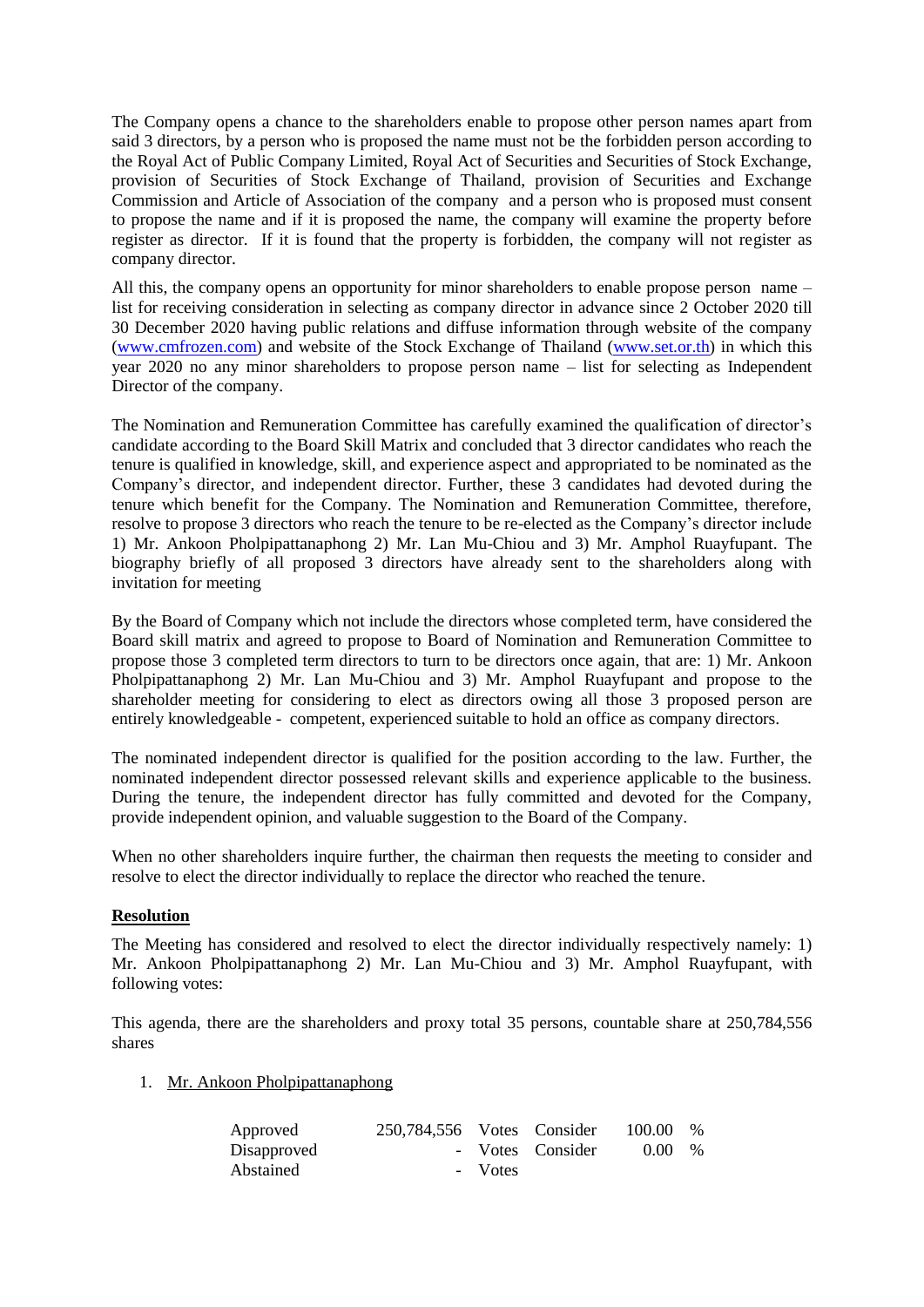The Company opens a chance to the shareholders enable to propose other person names apart from said 3 directors, by a person who is proposed the name must not be the forbidden person according to the Royal Act of Public Company Limited, Royal Act of Securities and Securities of Stock Exchange, provision of Securities of Stock Exchange of Thailand, provision of Securities and Exchange Commission and Article of Association of the company and a person who is proposed must consent to propose the name and if it is proposed the name, the company will examine the property before register as director. If it is found that the property is forbidden, the company will not register as company director.

All this, the company opens an opportunity for minor shareholders to enable propose person name – list for receiving consideration in selecting as company director in advance since 2 October 2020 till 30 December 2020 having public relations and diffuse information through website of the company (www.cmfrozen.com) and website of the Stock Exchange of Thailand (www.set.or.th) in which this year 2020 no any minor shareholders to propose person name – list for selecting as Independent Director of the company.

The Nomination and Remuneration Committee has carefully examined the qualification of director's candidate according to the Board Skill Matrix and concluded that 3 director candidates who reach the tenure is qualified in knowledge, skill, and experience aspect and appropriated to be nominated as the Company's director, and independent director. Further, these 3 candidates had devoted during the tenure which benefit for the Company. The Nomination and Remuneration Committee, therefore, resolve to propose 3 directors who reach the tenure to be re-elected as the Company's director include 1) Mr. Ankoon Pholpipattanaphong 2) Mr. Lan Mu-Chiou and 3) Mr. Amphol Ruayfupant. The biography briefly of all proposed 3 directors have already sent to the shareholders along with invitation for meeting

By the Board of Company which not include the directors whose completed term, have considered the Board skill matrix and agreed to propose to Board of Nomination and Remuneration Committee to propose those 3 completed term directors to turn to be directors once again, that are: 1) Mr. Ankoon Pholpipattanaphong 2) Mr. Lan Mu-Chiou and 3) Mr. Amphol Ruayfupant and propose to the shareholder meeting for considering to elect as directors owing all those 3 proposed person are entirely knowledgeable - competent, experienced suitable to hold an office as company directors.

The nominated independent director is qualified for the position according to the law. Further, the nominated independent director possessed relevant skills and experience applicable to the business. During the tenure, the independent director has fully committed and devoted for the Company, provide independent opinion, and valuable suggestion to the Board of the Company.

When no other shareholders inquire further, the chairman then requests the meeting to consider and resolve to elect the director individually to replace the director who reached the tenure.

**Resolution**

The Meeting has considered and resolved to elect the director individually respectively namely: 1) Mr. Ankoon Pholpipattanaphong 2) Mr. Lan Mu-Chiou and 3) Mr. Amphol Ruayfupant, with following votes:

This agenda, there are the shareholders and proxy total 35 persons, countable share at 250,784,556 shares

1. Mr. Ankoon Pholpipattanaphong

| | | | | | |
|---|---|---|---|---|---|
| Approved | 250,784,556 | Votes | Consider | 100.00 | % |
| Disapproved | - | Votes | Consider | 0.00 | % |
| Abstained | - | Votes | | | |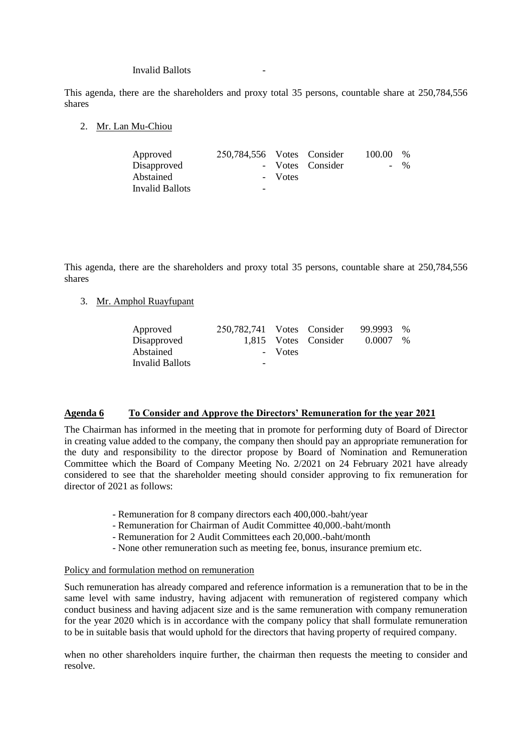| | | | | | |
|---|---|---|---|---|---|
| Invalid Ballots | - | | | | |

This agenda, there are the shareholders and proxy total 35 persons, countable share at 250,784,556 shares

2. Mr. Lan Mu-Chiou

| | | | | | |
|---|---|---|---|---|---|
| Approved | 250,784,556 | Votes | Consider | 100.00 | % |
| Disapproved | - | Votes | Consider | - | % |
| Abstained | - | Votes | | | |
| Invalid Ballots | - | | | | |

This agenda, there are the shareholders and proxy total 35 persons, countable share at 250,784,556 shares

3. Mr. Amphol Ruayfupant

| | | | | | |
|---|---|---|---|---|---|
| Approved | 250,782,741 | Votes | Consider | 99.9993 | % |
| Disapproved | 1,815 | Votes | Consider | 0.0007 | % |
| Abstained | - | Votes | | | |
| Invalid Ballots | - | | | | |

## Agenda 6 To Consider and Approve the Directors' Remuneration for the year 2021

The Chairman has informed in the meeting that in promote for performing duty of Board of Director in creating value added to the company, the company then should pay an appropriate remuneration for the duty and responsibility to the director propose by Board of Nomination and Remuneration Committee which the Board of Company Meeting No. 2/2021 on 24 February 2021 have already considered to see that the shareholder meeting should consider approving to fix remuneration for director of 2021 as follows:

- Remuneration for 8 company directors each 400,000.-baht/year
- Remuneration for Chairman of Audit Committee 40,000.-baht/month
- Remuneration for 2 Audit Committees each 20,000.-baht/month
- None other remuneration such as meeting fee, bonus, insurance premium etc.

Policy and formulation method on remuneration

Such remuneration has already compared and reference information is a remuneration that to be in the same level with same industry, having adjacent with remuneration of registered company which conduct business and having adjacent size and is the same remuneration with company remuneration for the year 2020 which is in accordance with the company policy that shall formulate remuneration to be in suitable basis that would uphold for the directors that having property of required company.

when no other shareholders inquire further, the chairman then requests the meeting to consider and resolve.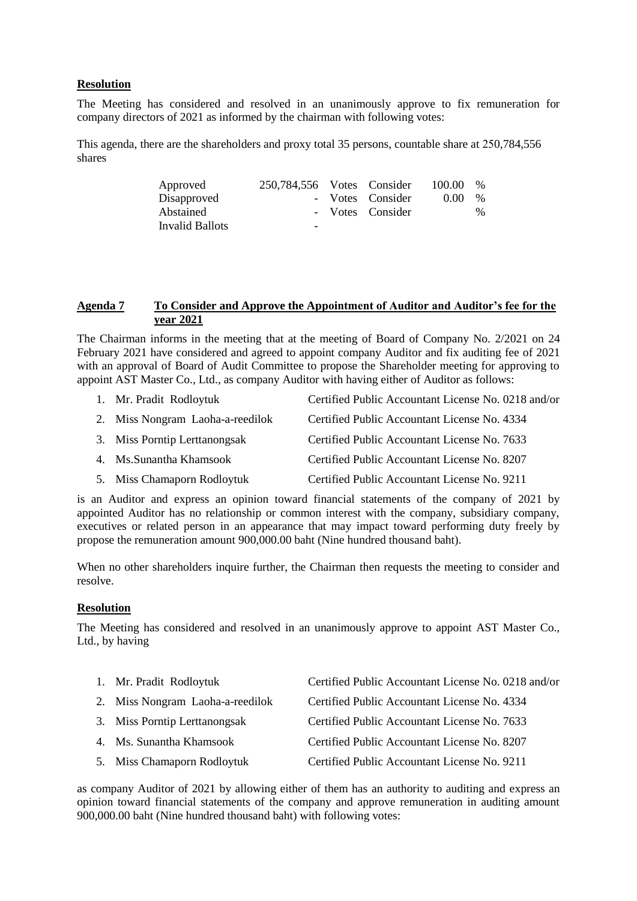**Resolution**

The Meeting has considered and resolved in an unanimously approve to fix remuneration for company directors of 2021 as informed by the chairman with following votes:

This agenda, there are the shareholders and proxy total 35 persons, countable share at 250,784,556 shares

| | | | | | |
|---|---|---|---|---|---|
| Approved | 250,784,556 | Votes | Consider | 100.00 | % |
| Disapproved | - | Votes | Consider | 0.00 | % |
| Abstained | - | Votes | Consider | | % |
| Invalid Ballots | - | | | | |

**Agenda 7** **To Consider and Approve the Appointment of Auditor and Auditor's fee for the year 2021**

The Chairman informs in the meeting that at the meeting of Board of Company No. 2/2021 on 24 February 2021 have considered and agreed to appoint company Auditor and fix auditing fee of 2021 with an approval of Board of Audit Committee to propose the Shareholder meeting for approving to appoint AST Master Co., Ltd., as company Auditor with having either of Auditor as follows:

1. Mr. Pradit Rodloytuk — Certified Public Accountant License No. 0218 and/or
2. Miss Nongram Laoha-a-reedilok — Certified Public Accountant License No. 4334
3. Miss Porntip Lerttanongsak — Certified Public Accountant License No. 7633
4. Ms.Sunantha Khamsook — Certified Public Accountant License No. 8207
5. Miss Chamaporn Rodloytuk — Certified Public Accountant License No. 9211

is an Auditor and express an opinion toward financial statements of the company of 2021 by appointed Auditor has no relationship or common interest with the company, subsidiary company, executives or related person in an appearance that may impact toward performing duty freely by propose the remuneration amount 900,000.00 baht (Nine hundred thousand baht).

When no other shareholders inquire further, the Chairman then requests the meeting to consider and resolve.

**Resolution**

The Meeting has considered and resolved in an unanimously approve to appoint AST Master Co., Ltd., by having

1. Mr. Pradit Rodloytuk — Certified Public Accountant License No. 0218 and/or
2. Miss Nongram Laoha-a-reedilok — Certified Public Accountant License No. 4334
3. Miss Porntip Lerttanongsak — Certified Public Accountant License No. 7633
4. Ms. Sunantha Khamsook — Certified Public Accountant License No. 8207
5. Miss Chamaporn Rodloytuk — Certified Public Accountant License No. 9211

as company Auditor of 2021 by allowing either of them has an authority to auditing and express an opinion toward financial statements of the company and approve remuneration in auditing amount 900,000.00 baht (Nine hundred thousand baht) with following votes: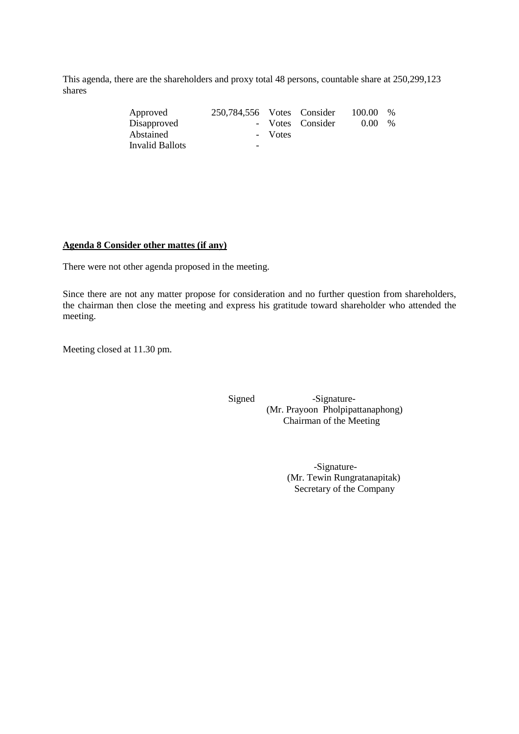This agenda, there are the shareholders and proxy total 48 persons, countable share at 250,299,123 shares

| | | | | | |
|---|---|---|---|---|---|
| Approved | 250,784,556 | Votes | Consider | 100.00 | % |
| Disapproved | - | Votes | Consider | 0.00 | % |
| Abstained | - | Votes | | | |
| Invalid Ballots | - | | | | |

**Agenda 8 Consider other mattes (if any)**

There were not other agenda proposed in the meeting.

Since there are not any matter propose for consideration and no further question from shareholders, the chairman then close the meeting and express his gratitude toward shareholder who attended the meeting.

Meeting closed at 11.30 pm.

Signed -Signature-
(Mr. Prayoon Pholpipattanaphong)
Chairman of the Meeting

-Signature-
(Mr. Tewin Rungratanapitak)
Secretary of the Company